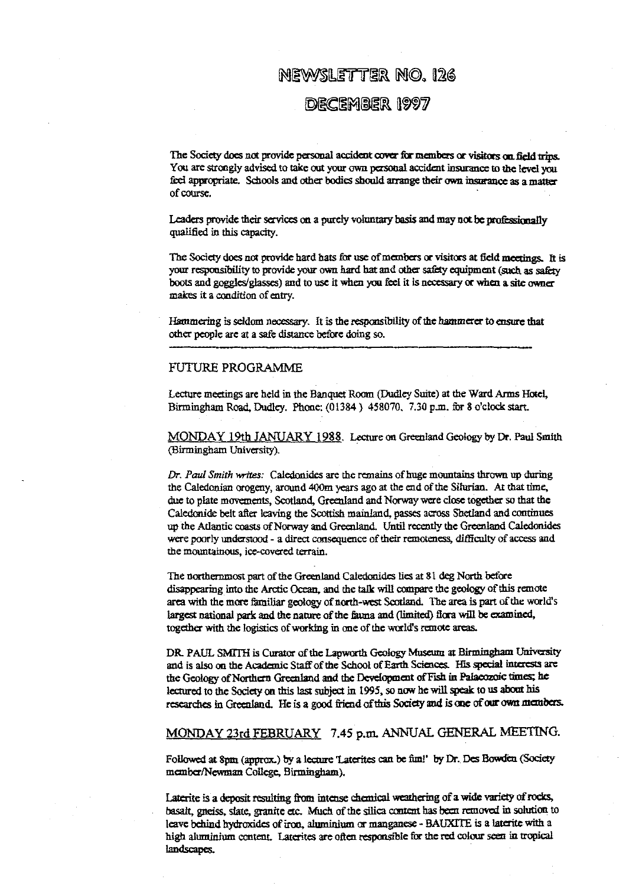# NEWSLETTER NO. 126

## DECEMBER 1997

The Society does not provide personal accident cover for members or visitors on field trips. You are strongly advised to take out your own personal accident insurance to the level you feel appropriate. Schools and other bodies should arrange their own insurance as a matter of course.

Leaders provide their services on a purely voluntary basis and may not be professionally qualified in this capacity.

The Society does not provide hard hats for use of members or visitors at field meetings. It is your responsibility to provide your own hard hat and other safety equipment (such as safety boots and goggles/glasses) and to use it when you feel it is necessary or when a site owner makes it a condition of entry.

Hammering is seldom necessary. It is the responsibility of the hammerer to ensure that other people are at a safe distance before doing so.

---

## FUTURE PROGRAMME

Lecture meetings are held in the Banquet Room (Dudley Suite) at the Ward Arms Hotel, Birmingham Road, Dudley. Phone: (01384 ) 458070. 7.30 p.m. for 8 o'clock start.

MONDAY 19th JANUARY 1988. Lecture on Greenland Geology by Dr. Paul Smith (Birmingham University).

*Dr. Paul Smith writes:* Caledonides are the remains of huge mountains thrown up during the Caledonian orogeny, around 400m years ago at the end of the Silurian. At that time, due to plate movements, Scotland, Greenland and Norway were close together so that the Caledonide belt after leaving the Scottish mainland, passes across Shetland and continues up the Atlantic coasts of Norway and Greenland. Until recently the Greenland Caledonides were poorly understood - a direct consequence of their remoteness, difficulty of access and the mountainous, ice-covered terrain.

The northernmost part of the Greenland Caledonides lies at 81 deg North before disappearing into the Arctic Ocean, and the talk will compare the geology of this remote area with the more familiar geology of north-west Scotland. The area is part of the world's largest national park and the nature of the fauna and (limited) flora will be examined, together with the logistics of working in one of the world's remote areas.

DR. PAUL SMITH is Curator of the Lapworth Geology Museum at Birmingham University and is also on the Academic Staff of the School of Earth Sciences. His special interests are the Geology of Northern Greenland and the Development of Fish in Palaeozoic times; he lectured to the Society on this last subject in 1995, so now he will speak to us about his researches in Greenland. He is a good friend of this Society and is one of our own members.

MONDAY 23rd FEBRUARY 7.45 p.m. ANNUAL GENERAL MEETING.

Followed at 8pm (approx.) by a lecture 'Laterites can be fun!' by Dr. Des Bowden (Society member/Newman College, Birmingham).

Laterite is a deposit resulting from intense chemical weathering of a wide variety of rocks, basalt, gneiss, slate, granite etc. Much of the silica content has been removed in solution to leave behind hydroxides of iron, aluminium or manganese - BAUXITE is a laterite with a high aluminium content. Laterites are often responsible for the red colour seen in tropical landscapes.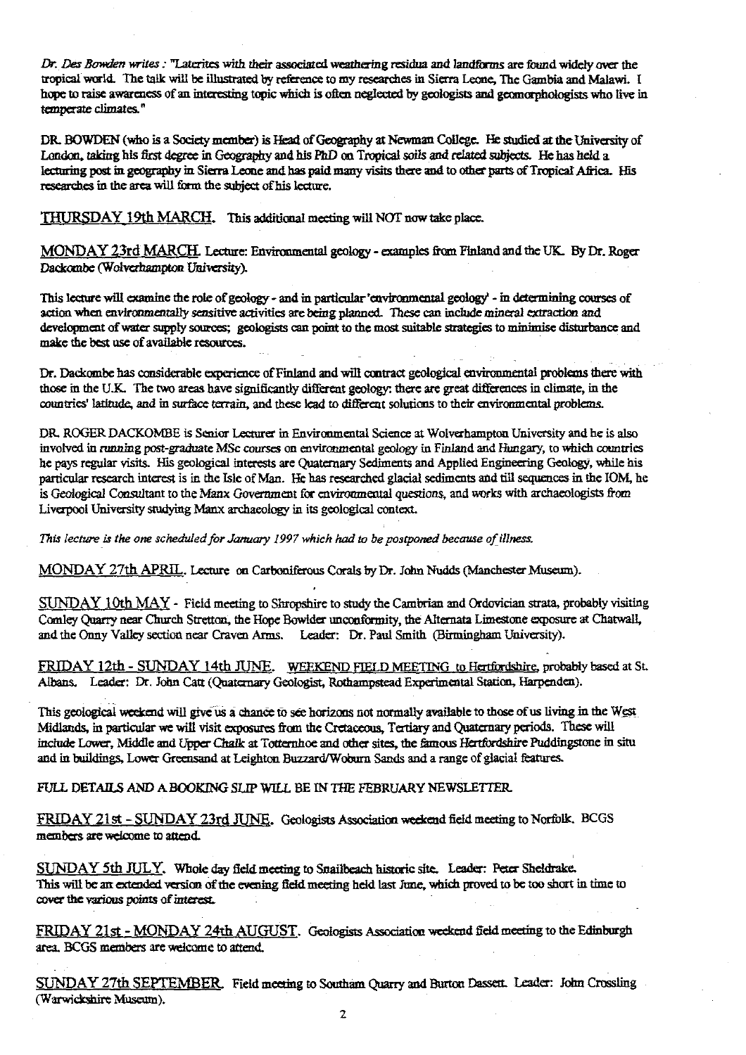*Dr. Des Bowden writes :* "Laterites with their associated weathering residua and landforms are found widely over the tropical world. The talk will be illustrated by reference to my researches in Sierra Leone, The Gambia and Malawi. I hope to raise awareness of an interesting topic which is often neglected by geologists and geomorphologists who live in temperate climates."

DR. BOWDEN (who is a Society member) is Head of Geography at Newman College. He studied at the University of London, taking his first degree in Geography and his PhD on Tropical soils and related subjects. He has held a lecturing post in geography in Sierra Leone and has paid many visits there and to other parts of Tropical Africa. His researches in the area will form the subject of his lecture.

THURSDAY 19th MARCH. This additional meeting will NOT now take place.

MONDAY 23rd MARCH. Lecture: Environmental geology - examples from Finland and the UK. By Dr. Roger Dackombe (Wolverhampton University).

This lecture will examine the role of geology - and in particular 'environmental geology' - in determining courses of action when environmentally sensitive activities are being planned. These can include mineral extraction and development of water supply sources; geologists can point to the most suitable strategies to minimise disturbance and make the best use of available resources.

Dr. Dackombe has considerable experience of Finland and will contract geological environmental problems there with those in the U.K. The two areas have significantly different geology: there are great differences in climate, in the countries' latitude, and in surface terrain, and these lead to different solutions to their environmental problems.

DR. ROGER DACKOMBE is Senior Lecturer in Environmental Science at Wolverhampton University and he is also involved in running post-graduate MSc courses on environmental geology in Finland and Hungary, to which countries he pays regular visits. His geological interests are Quaternary Sediments and Applied Engineering Geology, while his particular research interest is in the Isle of Man. He has researched glacial sediments and till sequences in the IOM, he is Geological Consultant to the Manx Government for environmental questions, and works with archaeologists from Liverpool University studying Manx archaeology in its geological context.

*This lecture is the one scheduled for January 1997 which had to be postponed because of illness.*

MONDAY 27th APRIL. Lecture on Carboniferous Corals by Dr. John Nudds (Manchester Museum).

SUNDAY 10th MAY - Field meeting to Shropshire to study the Cambrian and Ordovician strata, probably visiting Comley Quarry near Church Stretton, the Hope Bowdler unconformity, the Alternata Limestone exposure at Chatwall, and the Onny Valley section near Craven Arms. Leader: Dr. Paul Smith (Birmingham University).

FRIDAY 12th - SUNDAY 14th JUNE. WEEKEND FIELD MEETING to Hertfordshire, probably based at St. Albans. Leader: Dr. John Catt (Quaternary Geologist, Rothampstead Experimental Station, Harpenden).

This geological weekend will give us a chance to see horizons not normally available to those of us living in the West Midlands, in particular we will visit exposures from the Cretaceous, Tertiary and Quaternary periods. These will include Lower, Middle and Upper Chalk at Totternhoe and other sites, the famous Hertfordshire Puddingstone in situ and in buildings, Lower Greensand at Leighton Buzzard/Woburn Sands and a range of glacial features.

FULL DETAILS AND A BOOKING SLIP WILL BE IN THE FEBRUARY NEWSLETTER.

FRIDAY 21st - SUNDAY 23rd JUNE. Geologists Association weekend field meeting to Norfolk. BCGS members are welcome to attend.

SUNDAY 5th JULY. Whole day field meeting to Snailbeach historic site. Leader: Peter Sheldrake. This will be an extended version of the evening field meeting held last June, which proved to be too short in time to cover the various points of interest.

FRIDAY 21st - MONDAY 24th AUGUST. Geologists Association weekend field meeting to the Edinburgh area. BCGS members are welcome to attend.

SUNDAY 27th SEPTEMBER. Field meeting to Southam Quarry and Burton Dassett. Leader: John Crossling (Warwickshire Museum).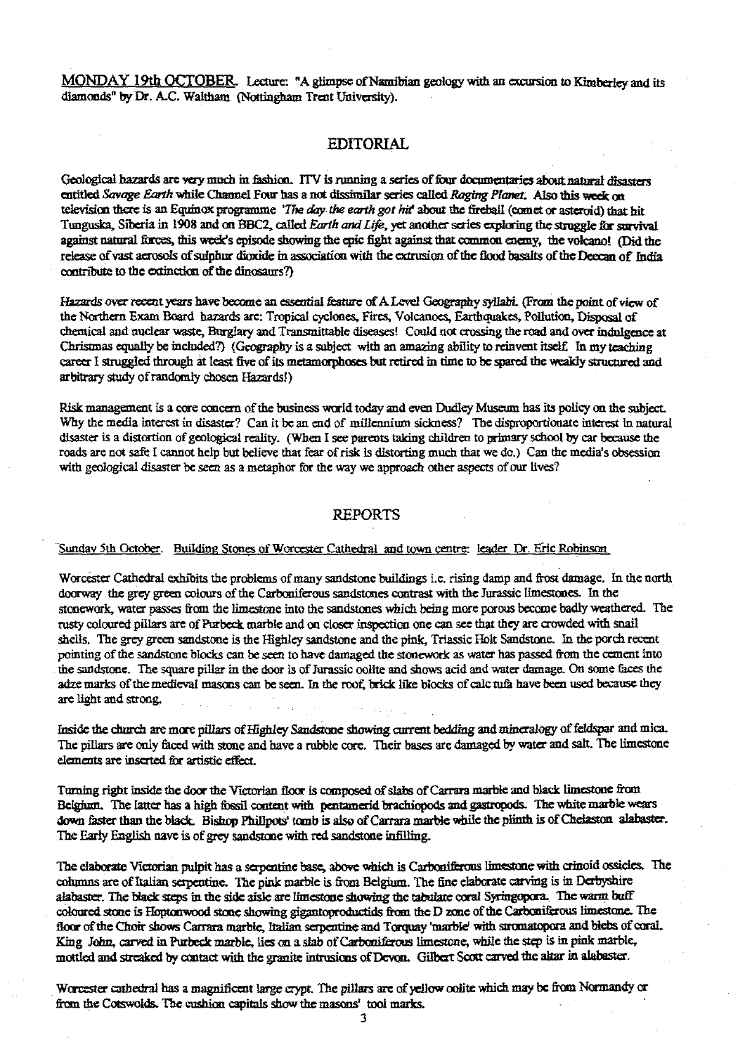MONDAY 19th OCTOBER. Lecture: "A glimpse of Namibian geology with an excursion to Kimberley and its diamonds" by Dr. A.C. Waltham (Nottingham Trent University).

## EDITORIAL

Geological hazards are very much in fashion. ITV is running a series of four documentaries about natural disasters entitled *Savage Earth* while Channel Four has a not dissimilar series called *Raging Planet*. Also this week on television there is an Equinox programme *'The day the earth got hit'* about the fireball (comet or asteroid) that hit Tunguska, Siberia in 1908 and on BBC2, called *Earth and Life*, yet another series exploring the struggle for survival against natural forces, this week's episode showing the epic fight against that common enemy, the volcano! (Did the release of vast aerosols of sulphur dioxide in association with the extrusion of the flood basalts of the Deccan of India contribute to the extinction of the dinosaurs?)

Hazards over recent years have become an essential feature of A Level Geography syllabi. (From the point of view of the Northern Exam Board hazards are: Tropical cyclones, Fires, Volcanoes, Earthquakes, Pollution, Disposal of chemical and nuclear waste, Burglary and Transmittable diseases! Could not crossing the road and over indulgence at Christmas equally be included?) (Geography is a subject with an amazing ability to reinvent itself. In my teaching career I struggled through at least five of its metamorphoses but retired in time to be spared the weakly structured and arbitrary study of randomly chosen Hazards!)

Risk management is a core concern of the business world today and even Dudley Museum has its policy on the subject. Why the media interest in disaster? Can it be an end of millennium sickness? The disproportionate interest in natural disaster is a distortion of geological reality. (When I see parents taking children to primary school by car because the roads are not safe I cannot help but believe that fear of risk is distorting much that we do.) Can the media's obsession with geological disaster be seen as a metaphor for the way we approach other aspects of our lives?

## REPORTS

Sunday 5th October. Building Stones of Worcester Cathedral and town centre: leader Dr. Eric Robinson

Worcester Cathedral exhibits the problems of many sandstone buildings i.e. rising damp and frost damage. In the north doorway the grey green colours of the Carboniferous sandstones contrast with the Jurassic limestones. In the stonework, water passes from the limestone into the sandstones which being more porous become badly weathered. The rusty coloured pillars are of Purbeck marble and on closer inspection one can see that they are crowded with snail shells. The grey green sandstone is the Highley sandstone and the pink, Triassic Holt Sandstone. In the porch recent pointing of the sandstone blocks can be seen to have damaged the stonework as water has passed from the cement into the sandstone. The square pillar in the door is of Jurassic oolite and shows acid and water damage. On some faces the adze marks of the medieval masons can be seen. In the roof, brick like blocks of calc tufa have been used because they are light and strong.

Inside the church are more pillars of Highley Sandstone showing current bedding and mineralogy of feldspar and mica. The pillars are only faced with stone and have a rubble core. Their bases are damaged by water and salt. The limestone elements are inserted for artistic effect.

Turning right inside the door the Victorian floor is composed of slabs of Carrara marble and black limestone from Belgium. The latter has a high fossil content with pentamerid brachiopods and gastropods. The white marble wears down faster than the black. Bishop Phillpots' tomb is also of Carrara marble while the plinth is of Chellaston alabaster. The Early English nave is of grey sandstone with red sandstone infilling.

The elaborate Victorian pulpit has a serpentine base, above which is Carboniferous limestone with crinoid ossicles. The columns are of Italian serpentine. The pink marble is from Belgium. The fine elaborate carving is in Derbyshire alabaster. The black steps in the side aisle are limestone showing the tabulate coral Syringopora. The warm buff coloured stone is Hoptonwood stone showing gigantoproductids from the D zone of the Carboniferous limestone. The floor of the Choir shows Carrara marble, Italian serpentine and Torquay 'marble' with stromatopora and blebs of coral. King John, carved in Purbeck marble, lies on a slab of Carboniferous limestone, while the step is in pink marble, mottled and streaked by contact with the granite intrusions of Devon. Gilbert Scott carved the altar in alabaster.

Worcester cathedral has a magnificent large crypt. The pillars are of yellow oolite which may be from Normandy or from the Cotswolds. The cushion capitals show the masons' tool marks.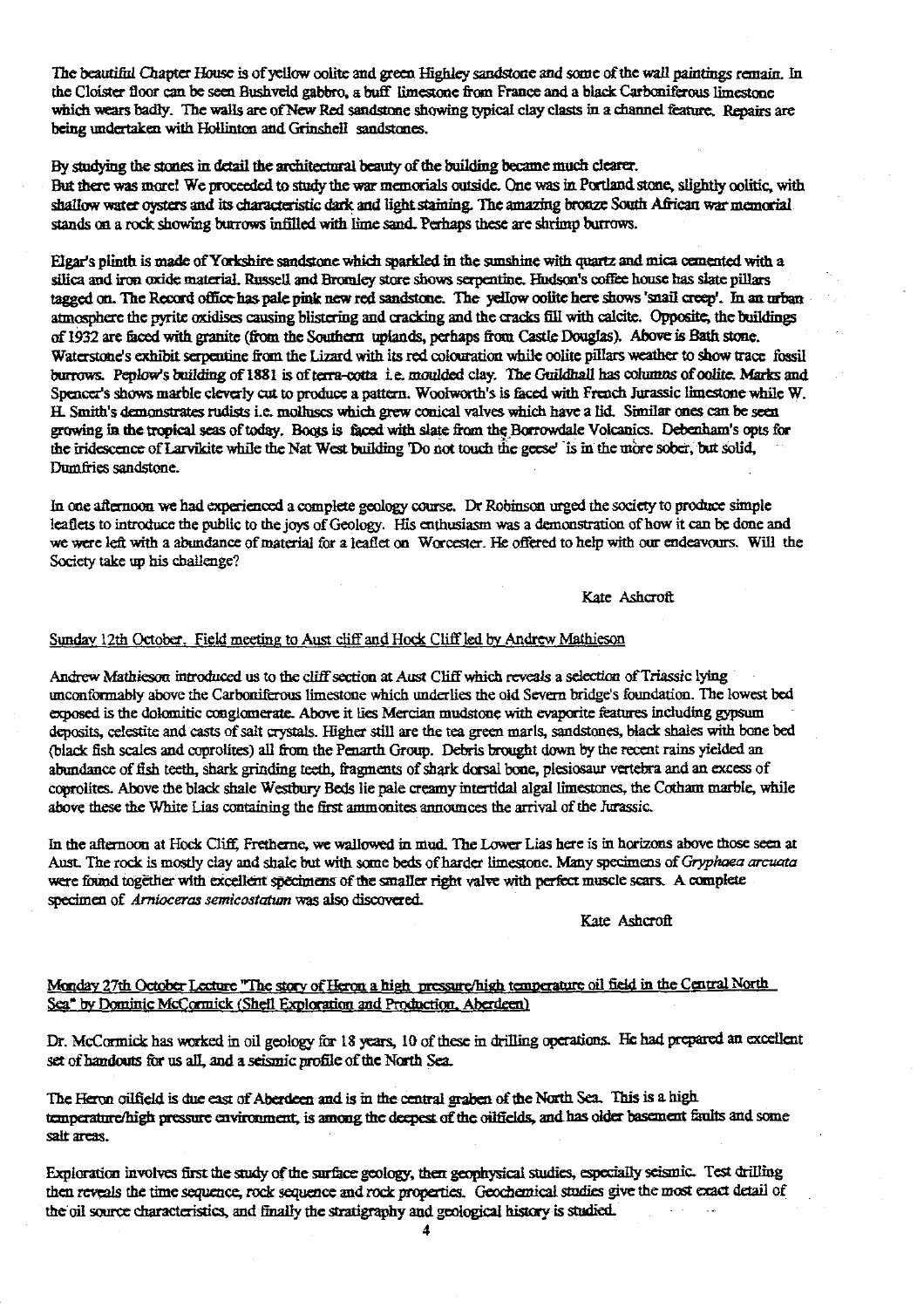The beautiful Chapter House is of yellow oolite and green Highley sandstone and some of the wall paintings remain. In the Cloister floor can be seen Bushveld gabbro, a buff limestone from France and a black Carboniferous limestone which wears badly. The walls are of New Red sandstone showing typical clay clasts in a channel feature. Repairs are being undertaken with Hollinton and Grinshell sandstones.

By studying the stones in detail the architectural beauty of the building became much clearer.
But there was more! We proceeded to study the war memorials outside. One was in Portland stone, slightly oolitic, with shallow water oysters and its characteristic dark and light staining. The amazing bronze South African war memorial stands on a rock showing burrows infilled with lime sand. Perhaps these are shrimp burrows.

Elgar's plinth is made of Yorkshire sandstone which sparkled in the sunshine with quartz and mica cemented with a silica and iron oxide material. Russell and Bromley store shows serpentine. Hudson's coffee house has slate pillars tagged on. The Record office has pale pink new red sandstone. The yellow oolite here shows 'snail creep'. In an urban atmosphere the pyrite oxidises causing blistering and cracking and the cracks fill with calcite. Opposite, the buildings of 1932 are faced with granite (from the Southern uplands, perhaps from Castle Douglas). Above is Bath stone. Waterstone's exhibit serpentine from the Lizard with its red colouration while oolite pillars weather to show trace fossil burrows. Peplow's building of 1881 is of terra-cotta i.e. moulded clay. The Guildhall has columns of oolite. Marks and Spencer's shows marble cleverly cut to produce a pattern. Woolworth's is faced with French Jurassic limestone while W. H. Smith's demonstrates rudists i.e. molluscs which grew conical valves which have a lid. Similar ones can be seen growing in the tropical seas of today. Boots is faced with slate from the Borrowdale Volcanics. Debenham's opts for the iridescence of Larvikite while the Nat West building 'Do not touch the geese' is in the more sober, but solid, Dumfries sandstone.

In one afternoon we had experienced a complete geology course. Dr Robinson urged the society to produce simple leaflets to introduce the public to the joys of Geology. His enthusiasm was a demonstration of how it can be done and we were left with a abundance of material for a leaflet on Worcester. He offered to help with our endeavours. Will the Society take up his challenge?

Kate Ashcroft

## Sunday 12th October. Field meeting to Aust cliff and Hock Cliff led by Andrew Mathieson

Andrew Mathieson introduced us to the cliff section at Aust Cliff which reveals a selection of Triassic lying unconformably above the Carboniferous limestone which underlies the old Severn bridge's foundation. The lowest bed exposed is the dolomitic conglomerate. Above it lies Mercian mudstone with evaporite features including gypsum deposits, celestite and casts of salt crystals. Higher still are the tea green marls, sandstones, black shales with bone bed (black fish scales and coprolites) all from the Penarth Group. Debris brought down by the recent rains yielded an abundance of fish teeth, shark grinding teeth, fragments of shark dorsal bone, plesiosaur vertebra and an excess of coprolites. Above the black shale Westbury Beds lie pale creamy intertidal algal limestones, the Cotham marble, while above these the White Lias containing the first ammonites announces the arrival of the Jurassic.

In the afternoon at Hock Cliff, Fretherne, we wallowed in mud. The Lower Lias here is in horizons above those seen at Aust. The rock is mostly clay and shale but with some beds of harder limestone. Many specimens of *Gryphaea arcuata* were found together with excellent specimens of the smaller right valve with perfect muscle scars. A complete specimen of *Arnioceras semicostatum* was also discovered.

Kate Ashcroft

## Monday 27th October Lecture "The story of Heron a high pressure/high temperature oil field in the Central North Sea" by Dominic McCormick (Shell Exploration and Production, Aberdeen)

Dr. McCormick has worked in oil geology for 18 years, 10 of these in drilling operations. He had prepared an excellent set of handouts for us all, and a seismic profile of the North Sea.

The Heron oilfield is due east of Aberdeen and is in the central graben of the North Sea. This is a high temperature/high pressure environment, is among the deepest of the oilfields, and has older basement faults and some salt areas.

Exploration involves first the study of the surface geology, then geophysical studies, especially seismic. Test drilling then reveals the time sequence, rock sequence and rock properties. Geochemical studies give the most exact detail of the oil source characteristics, and finally the stratigraphy and geological history is studied.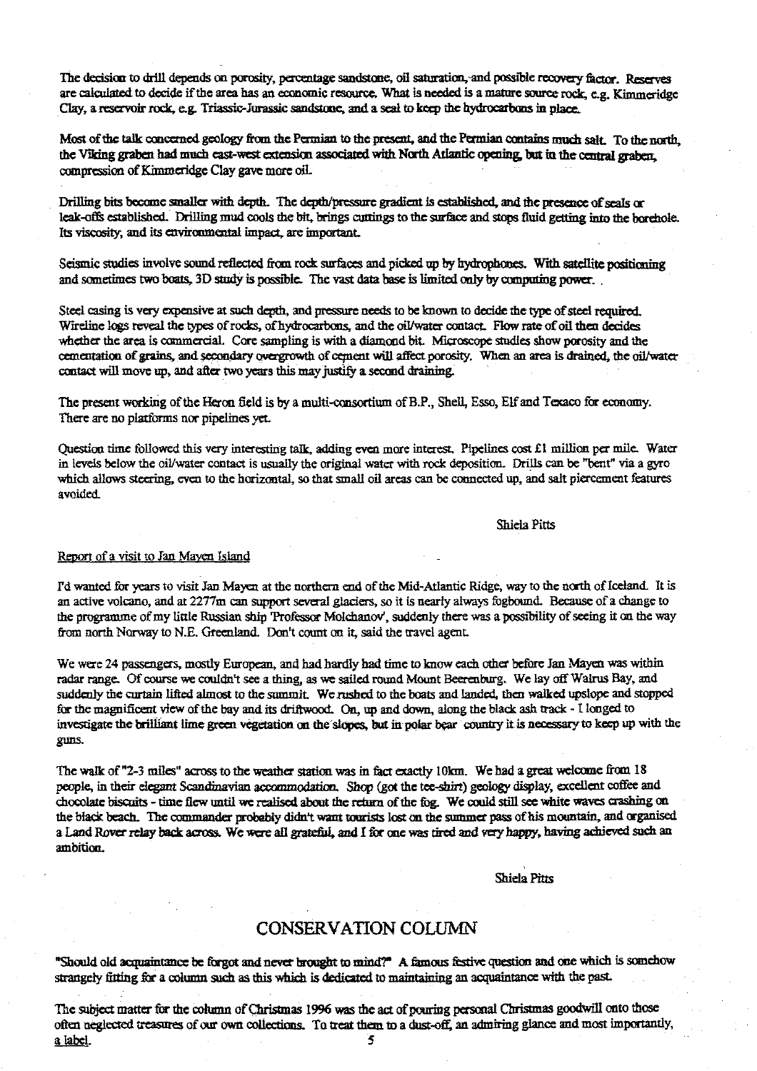The decision to drill depends on porosity, percentage sandstone, oil saturation, and possible recovery factor. Reserves are calculated to decide if the area has an economic resource. What is needed is a mature source rock, e.g. Kimmeridge Clay, a reservoir rock, e.g. Triassic-Jurassic sandstone, and a seal to keep the hydrocarbons in place.

Most of the talk concerned geology from the Permian to the present, and the Permian contains much salt. To the north, the Viking graben had much east-west extension associated with North Atlantic opening, but in the central graben, compression of Kimmeridge Clay gave more oil.

Drilling bits become smaller with depth. The depth/pressure gradient is established, and the presence of seals or leak-offs established. Drilling mud cools the bit, brings cuttings to the surface and stops fluid getting into the borehole. Its viscosity, and its environmental impact, are important.

Seismic studies involve sound reflected from rock surfaces and picked up by hydrophones. With satellite positioning and sometimes two boats, 3D study is possible. The vast data base is limited only by computing power.

Steel casing is very expensive at such depth, and pressure needs to be known to decide the type of steel required. Wireline logs reveal the types of rocks, of hydrocarbons, and the oil/water contact. Flow rate of oil then decides whether the area is commercial. Core sampling is with a diamond bit. Microscope studies show porosity and the cementation of grains, and secondary overgrowth of cement will affect porosity. When an area is drained, the oil/water contact will move up, and after two years this may justify a second draining.

The present working of the Heron field is by a multi-consortium of B.P., Shell, Esso, Elf and Texaco for economy. There are no platforms nor pipelines yet.

Question time followed this very interesting talk, adding even more interest. Pipelines cost £1 million per mile. Water in levels below the oil/water contact is usually the original water with rock deposition. Drills can be "bent" via a gyro which allows steering, even to the horizontal, so that small oil areas can be connected up, and salt piercement features avoided.

Shiela Pitts

Report of a visit to Jan Mayen Island

I'd wanted for years to visit Jan Mayen at the northern end of the Mid-Atlantic Ridge, way to the north of Iceland. It is an active volcano, and at 2277m can support several glaciers, so it is nearly always fogbound. Because of a change to the programme of my little Russian ship 'Professor Molchanov', suddenly there was a possibility of seeing it on the way from north Norway to N.E. Greenland. Don't count on it, said the travel agent.

We were 24 passengers, mostly European, and had hardly had time to know each other before Jan Mayen was within radar range. Of course we couldn't see a thing, as we sailed round Mount Beerenburg. We lay off Walrus Bay, and suddenly the curtain lifted almost to the summit. We rushed to the boats and landed, then walked upslope and stopped for the magnificent view of the bay and its driftwood. On, up and down, along the black ash track - I longed to investigate the brilliant lime green vegetation on the slopes, but in polar bear country it is necessary to keep up with the guns.

The walk of "2-3 miles" across to the weather station was in fact exactly 10km. We had a great welcome from 18 people, in their elegant Scandinavian accommodation. Shop (got the tee-shirt) geology display, excellent coffee and chocolate biscuits - time flew until we realised about the return of the fog. We could still see white waves crashing on the black beach. The commander probably didn't want tourists lost on the summer pass of his mountain, and organised a Land Rover relay back across. We were all grateful, and I for one was tired and very happy, having achieved such an ambition.

Shiela Pitts

## CONSERVATION COLUMN

"Should old acquaintance be forgot and never brought to mind?" A famous festive question and one which is somehow strangely fitting for a column such as this which is dedicated to maintaining an acquaintance with the past.

The subject matter for the column of Christmas 1996 was the act of pouring personal Christmas goodwill onto those often neglected treasures of our own collections. To treat them to a dust-off, an admiring glance and most importantly, a label.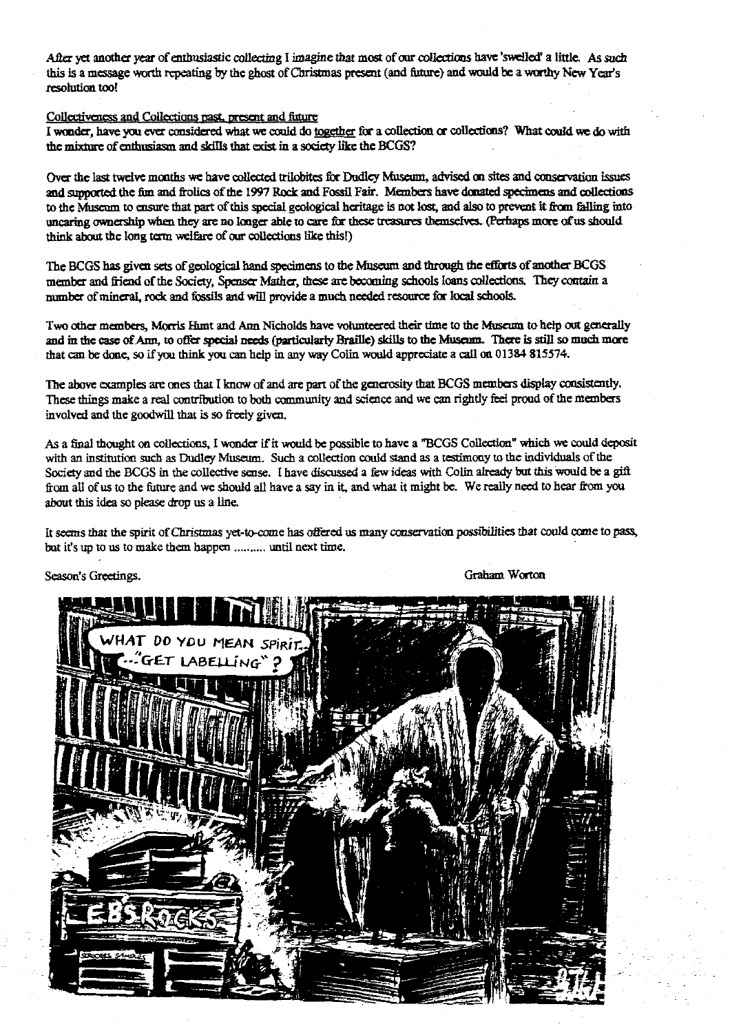After yet another year of enthusiastic collecting I imagine that most of our collections have 'swelled' a little. As such this is a message worth repeating by the ghost of Christmas present (and future) and would be a worthy New Year's resolution too!

Collectiveness and Collections past, present and future

I wonder, have you ever considered what we could do together for a collection or collections? What could we do with the mixture of enthusiasm and skills that exist in a society like the BCGS?

Over the last twelve months we have collected trilobites for Dudley Museum, advised on sites and conservation issues and supported the fun and frolics of the 1997 Rock and Fossil Fair. Members have donated specimens and collections to the Museum to ensure that part of this special geological heritage is not lost, and also to prevent it from falling into uncaring ownership when they are no longer able to care for these treasures themselves. (Perhaps more of us should think about the long term welfare of our collections like this!)

The BCGS has given sets of geological hand specimens to the Museum and through the efforts of another BCGS member and friend of the Society, Spenser Mather, these are becoming schools loans collections. They contain a number of mineral, rock and fossils and will provide a much needed resource for local schools.

Two other members, Morris Hunt and Ann Nicholds have volunteered their time to the Museum to help out generally and in the case of Ann, to offer special needs (particularly Braille) skills to the Museum. There is still so much more that can be done, so if you think you can help in any way Colin would appreciate a call on 01384 815574.

The above examples are ones that I know of and are part of the generosity that BCGS members display consistently. These things make a real contribution to both community and science and we can rightly feel proud of the members involved and the goodwill that is so freely given.

As a final thought on collections, I wonder if it would be possible to have a "BCGS Collection" which we could deposit with an institution such as Dudley Museum. Such a collection could stand as a testimony to the individuals of the Society and the BCGS in the collective sense. I have discussed a few ideas with Colin already but this would be a gift from all of us to the future and we should all have a say in it, and what it might be. We really need to hear from you about this idea so please drop us a line.

It seems that the spirit of Christmas yet-to-come has offered us many conservation possibilities that could come to pass, but it's up to us to make them happen .......... until next time.

Season's Greetings.

Graham Worton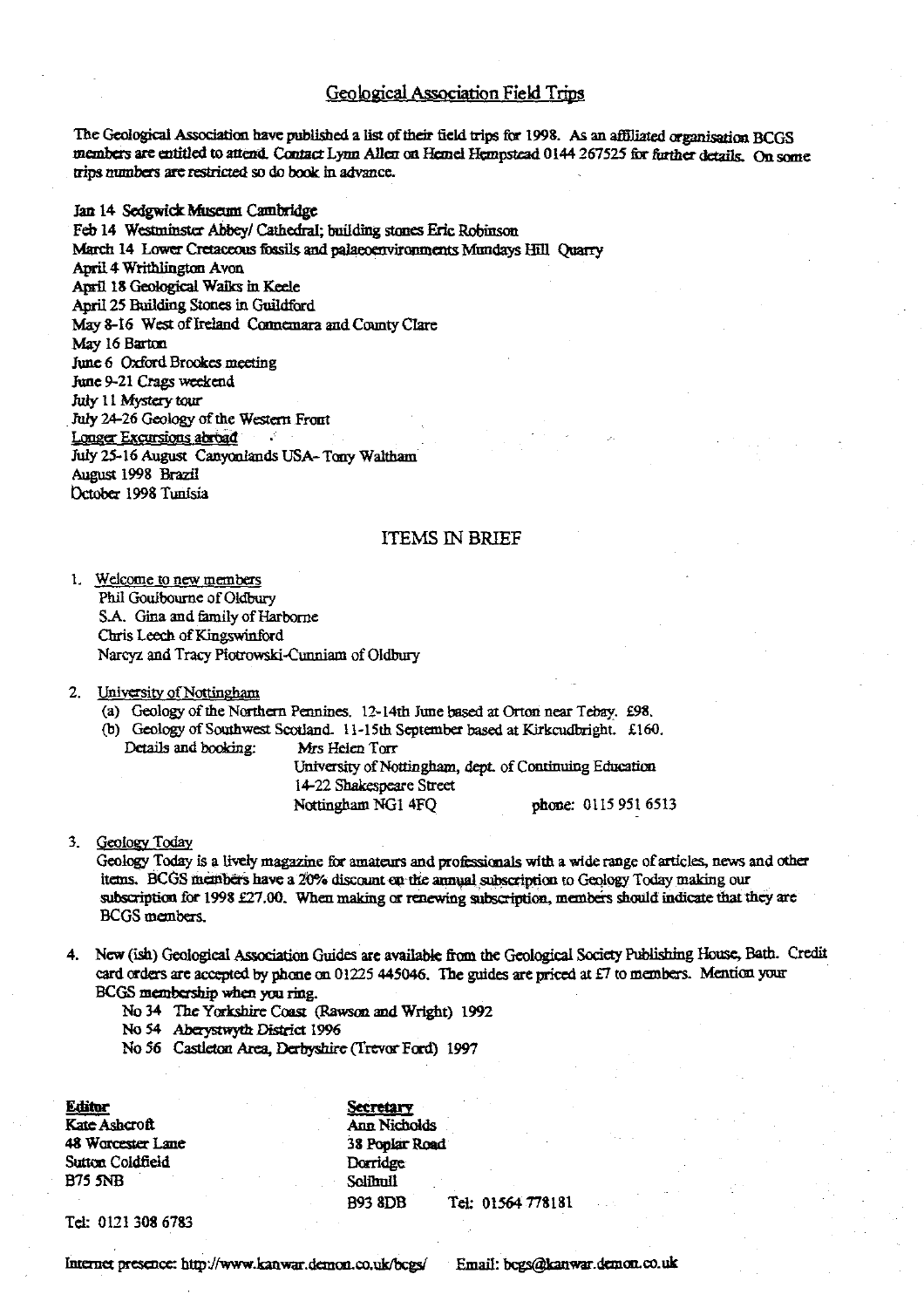## Geological Association Field Trips

The Geological Association have published a list of their field trips for 1998. As an affiliated organisation BCGS members are entitled to attend. Contact Lynn Allen on Hemel Hempstead 0144 267525 for further details. On some trips numbers are restricted so do book in advance.

Jan 14 Sedgwick Museum Cambridge
Feb 14 Westminster Abbey/ Cathedral; building stones Eric Robinson
March 14 Lower Cretaceous fossils and palaeoenvironments Mundays Hill Quarry
April 4 Writhlington Avon
April 18 Geological Walks in Keele
April 25 Building Stones in Guildford
May 8-16 West of Ireland Connemara and County Clare
May 16 Barton
June 6 Oxford Brookes meeting
June 9-21 Crags weekend
July 11 Mystery tour
July 24-26 Geology of the Western Front
Longer Excursions abroad
July 25-16 August Canyonlands USA- Tony Waltham
August 1998 Brazil
October 1998 Tunisia

## ITEMS IN BRIEF

1. Welcome to new members
   Phil Goulbourne of Oldbury
   S.A. Gina and family of Harborne
   Chris Leech of Kingswinford
   Narcyz and Tracy Piotrowski-Cunniam of Oldbury

2. University of Nottingham
   (a) Geology of the Northern Pennines. 12-14th June based at Orton near Tebay. £98.
   (b) Geology of Southwest Scotland. 11-15th September based at Kirkcudbright. £160.
   Details and booking: Mrs Helen Torr
   University of Nottingham, dept. of Continuing Education
   14-22 Shakespeare Street
   Nottingham NG1 4FQ phone: 0115 951 6513

3. Geology Today
   Geology Today is a lively magazine for amateurs and professionals with a wide range of articles, news and other items. BCGS members have a 20% discount on the annual subscription to Geology Today making our subscription for 1998 £27.00. When making or renewing subscription, members should indicate that they are BCGS members.

4. New (ish) Geological Association Guides are available from the Geological Society Publishing House, Bath. Credit card orders are accepted by phone on 01225 445046. The guides are priced at £7 to members. Mention your BCGS membership when you ring.
   No 34 The Yorkshire Coast (Rawson and Wright) 1992
   No 54 Aberystwyth District 1996
   No 56 Castleton Area, Derbyshire (Trevor Ford) 1997

**Editor**
Kate Ashcroft
48 Worcester Lane
Sutton Coldfield
B75 5NB

Tel: 0121 308 6783

**Secretary**
Ann Nicholds
38 Poplar Road
Dorridge
Solihull
B93 8DB Tel: 01564 778181

Internet presence: http://www.kanwar.demon.co.uk/bcgs/ Email: bcgs@kanwar.demon.co.uk